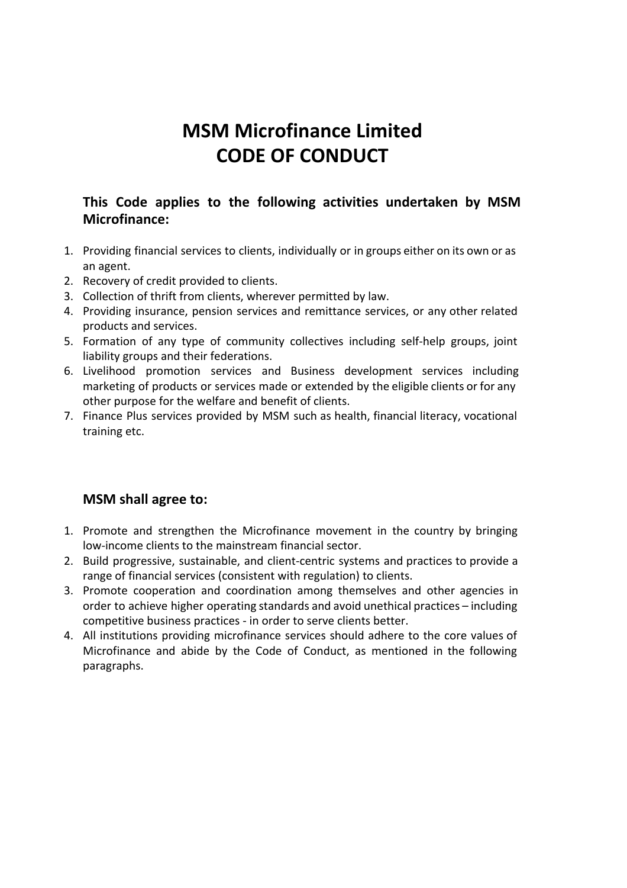# MSM Microfinance Limited
# CODE OF CONDUCT

### This Code applies to the following activities undertaken by MSM Microfinance:

1. Providing financial services to clients, individually or in groups either on its own or as an agent.
2. Recovery of credit provided to clients.
3. Collection of thrift from clients, wherever permitted by law.
4. Providing insurance, pension services and remittance services, or any other related products and services.
5. Formation of any type of community collectives including self-help groups, joint liability groups and their federations.
6. Livelihood promotion services and Business development services including marketing of products or services made or extended by the eligible clients or for any other purpose for the welfare and benefit of clients.
7. Finance Plus services provided by MSM such as health, financial literacy, vocational training etc.

### MSM shall agree to:

1. Promote and strengthen the Microfinance movement in the country by bringing low-income clients to the mainstream financial sector.
2. Build progressive, sustainable, and client-centric systems and practices to provide a range of financial services (consistent with regulation) to clients.
3. Promote cooperation and coordination among themselves and other agencies in order to achieve higher operating standards and avoid unethical practices – including competitive business practices - in order to serve clients better.
4. All institutions providing microfinance services should adhere to the core values of Microfinance and abide by the Code of Conduct, as mentioned in the following paragraphs.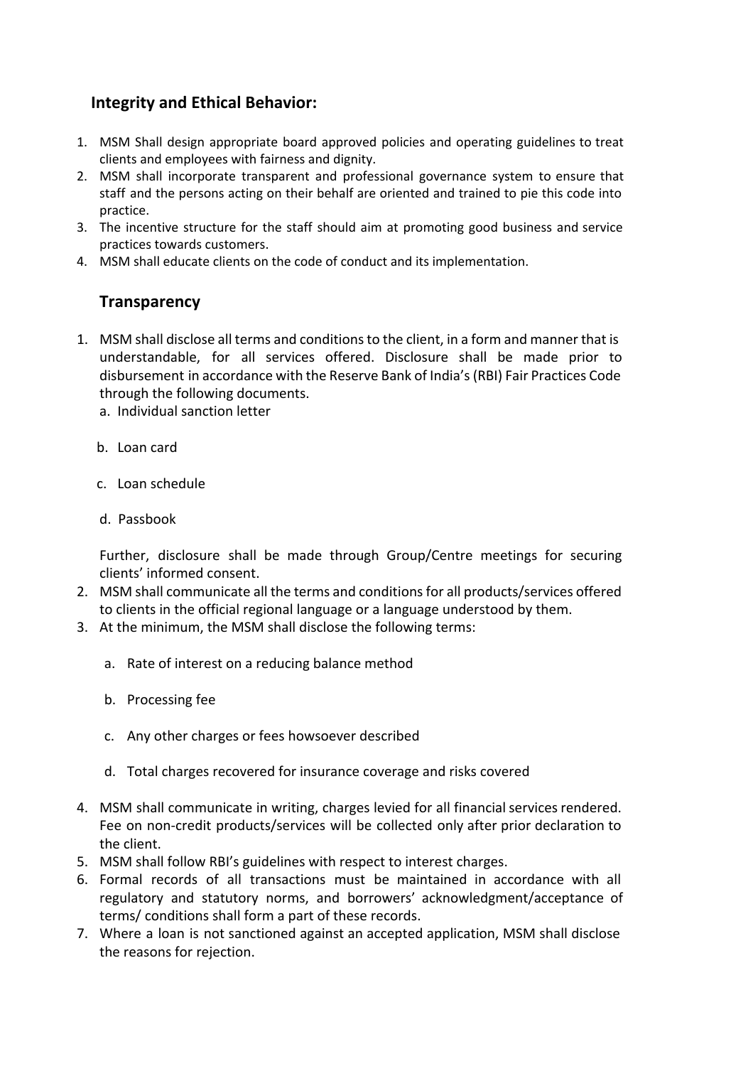## Integrity and Ethical Behavior:

1. MSM Shall design appropriate board approved policies and operating guidelines to treat clients and employees with fairness and dignity.
2. MSM shall incorporate transparent and professional governance system to ensure that staff and the persons acting on their behalf are oriented and trained to pie this code into practice.
3. The incentive structure for the staff should aim at promoting good business and service practices towards customers.
4. MSM shall educate clients on the code of conduct and its implementation.

## Transparency

1. MSM shall disclose all terms and conditions to the client, in a form and manner that is understandable, for all services offered. Disclosure shall be made prior to disbursement in accordance with the Reserve Bank of India's (RBI) Fair Practices Code through the following documents.
   a. Individual sanction letter
   b. Loan card
   c. Loan schedule
   d. Passbook

   Further, disclosure shall be made through Group/Centre meetings for securing clients' informed consent.
2. MSM shall communicate all the terms and conditions for all products/services offered to clients in the official regional language or a language understood by them.
3. At the minimum, the MSM shall disclose the following terms:
   a. Rate of interest on a reducing balance method
   b. Processing fee
   c. Any other charges or fees howsoever described
   d. Total charges recovered for insurance coverage and risks covered
4. MSM shall communicate in writing, charges levied for all financial services rendered. Fee on non-credit products/services will be collected only after prior declaration to the client.
5. MSM shall follow RBI's guidelines with respect to interest charges.
6. Formal records of all transactions must be maintained in accordance with all regulatory and statutory norms, and borrowers' acknowledgment/acceptance of terms/ conditions shall form a part of these records.
7. Where a loan is not sanctioned against an accepted application, MSM shall disclose the reasons for rejection.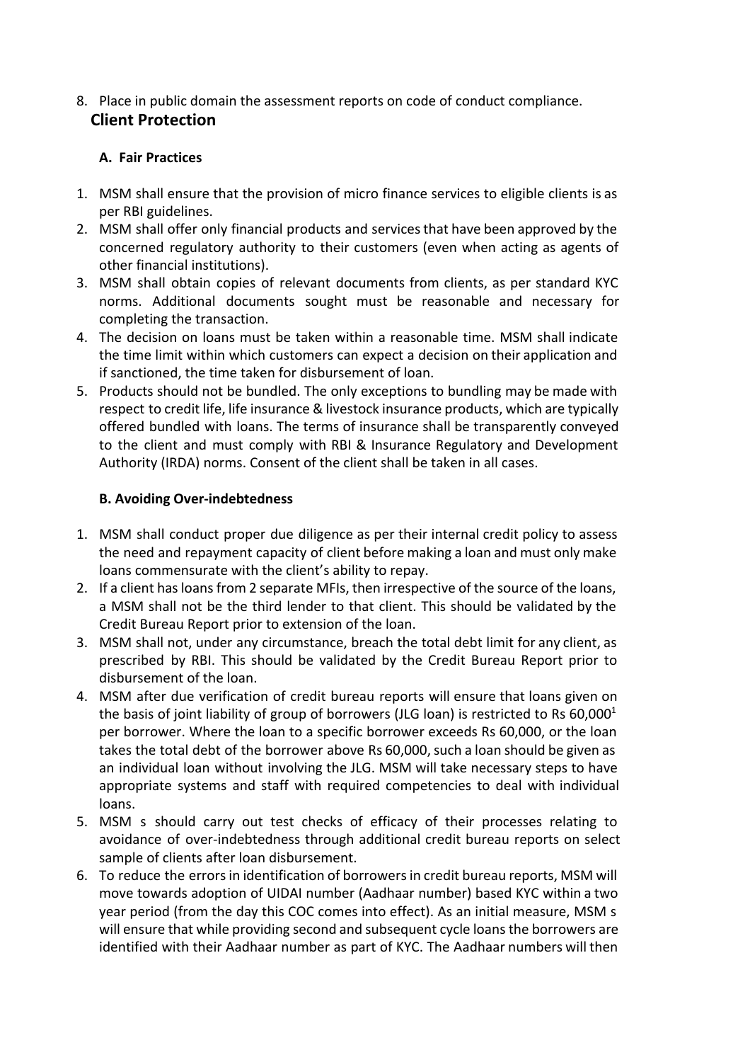8. Place in public domain the assessment reports on code of conduct compliance.

## Client Protection

### A. Fair Practices

1. MSM shall ensure that the provision of micro finance services to eligible clients is as per RBI guidelines.
2. MSM shall offer only financial products and services that have been approved by the concerned regulatory authority to their customers (even when acting as agents of other financial institutions).
3. MSM shall obtain copies of relevant documents from clients, as per standard KYC norms. Additional documents sought must be reasonable and necessary for completing the transaction.
4. The decision on loans must be taken within a reasonable time. MSM shall indicate the time limit within which customers can expect a decision on their application and if sanctioned, the time taken for disbursement of loan.
5. Products should not be bundled. The only exceptions to bundling may be made with respect to credit life, life insurance & livestock insurance products, which are typically offered bundled with loans. The terms of insurance shall be transparently conveyed to the client and must comply with RBI & Insurance Regulatory and Development Authority (IRDA) norms. Consent of the client shall be taken in all cases.

### B. Avoiding Over-indebtedness

1. MSM shall conduct proper due diligence as per their internal credit policy to assess the need and repayment capacity of client before making a loan and must only make loans commensurate with the client's ability to repay.
2. If a client has loans from 2 separate MFIs, then irrespective of the source of the loans, a MSM shall not be the third lender to that client. This should be validated by the Credit Bureau Report prior to extension of the loan.
3. MSM shall not, under any circumstance, breach the total debt limit for any client, as prescribed by RBI. This should be validated by the Credit Bureau Report prior to disbursement of the loan.
4. MSM after due verification of credit bureau reports will ensure that loans given on the basis of joint liability of group of borrowers (JLG loan) is restricted to Rs 60,000[1] per borrower. Where the loan to a specific borrower exceeds Rs 60,000, or the loan takes the total debt of the borrower above Rs 60,000, such a loan should be given as an individual loan without involving the JLG. MSM will take necessary steps to have appropriate systems and staff with required competencies to deal with individual loans.
5. MSM s should carry out test checks of efficacy of their processes relating to avoidance of over-indebtedness through additional credit bureau reports on select sample of clients after loan disbursement.
6. To reduce the errors in identification of borrowers in credit bureau reports, MSM will move towards adoption of UIDAI number (Aadhaar number) based KYC within a two year period (from the day this COC comes into effect). As an initial measure, MSM s will ensure that while providing second and subsequent cycle loans the borrowers are identified with their Aadhaar number as part of KYC. The Aadhaar numbers will then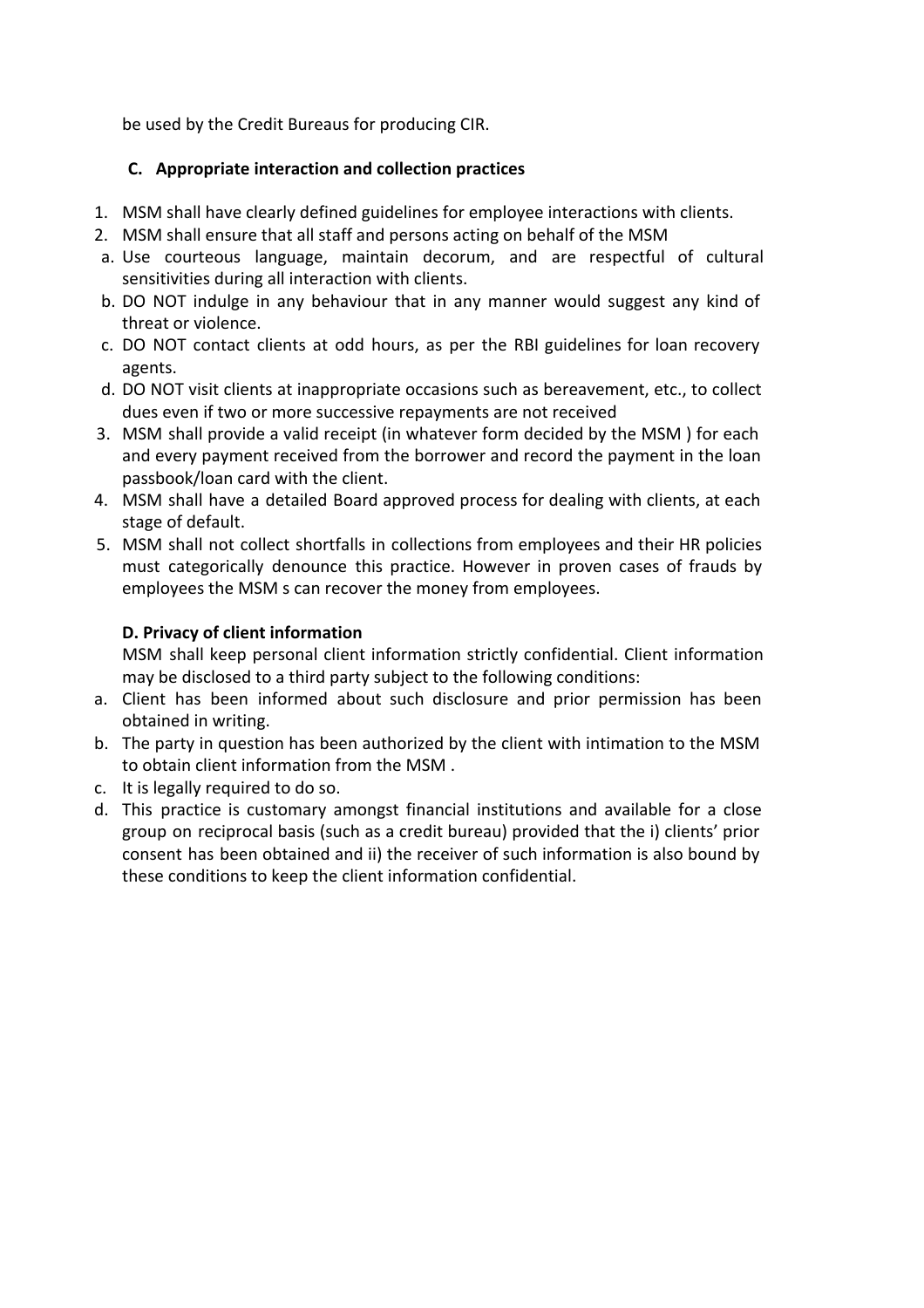be used by the Credit Bureaus for producing CIR.

### C. Appropriate interaction and collection practices

1. MSM shall have clearly defined guidelines for employee interactions with clients.
2. MSM shall ensure that all staff and persons acting on behalf of the MSM
   a. Use courteous language, maintain decorum, and are respectful of cultural sensitivities during all interaction with clients.
   b. DO NOT indulge in any behaviour that in any manner would suggest any kind of threat or violence.
   c. DO NOT contact clients at odd hours, as per the RBI guidelines for loan recovery agents.
   d. DO NOT visit clients at inappropriate occasions such as bereavement, etc., to collect dues even if two or more successive repayments are not received
3. MSM shall provide a valid receipt (in whatever form decided by the MSM ) for each and every payment received from the borrower and record the payment in the loan passbook/loan card with the client.
4. MSM shall have a detailed Board approved process for dealing with clients, at each stage of default.
5. MSM shall not collect shortfalls in collections from employees and their HR policies must categorically denounce this practice. However in proven cases of frauds by employees the MSM s can recover the money from employees.

### D. Privacy of client information

MSM shall keep personal client information strictly confidential. Client information may be disclosed to a third party subject to the following conditions:

a. Client has been informed about such disclosure and prior permission has been obtained in writing.
b. The party in question has been authorized by the client with intimation to the MSM to obtain client information from the MSM .
c. It is legally required to do so.
d. This practice is customary amongst financial institutions and available for a close group on reciprocal basis (such as a credit bureau) provided that the i) clients' prior consent has been obtained and ii) the receiver of such information is also bound by these conditions to keep the client information confidential.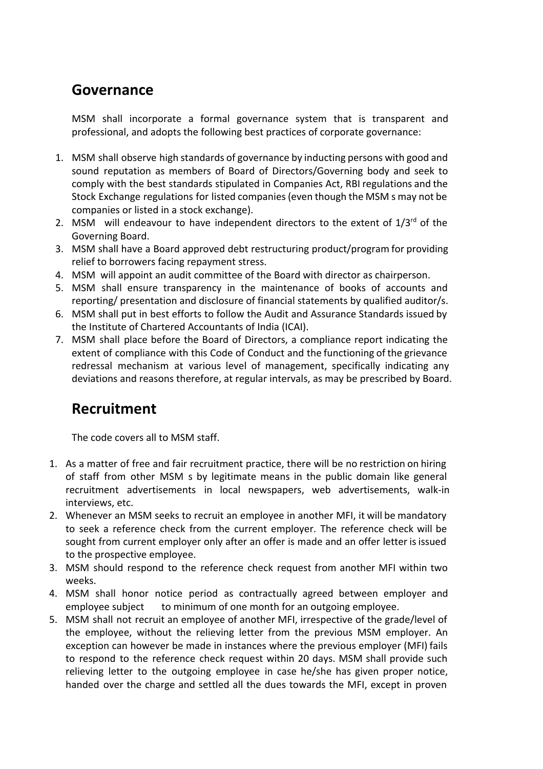## Governance

MSM shall incorporate a formal governance system that is transparent and professional, and adopts the following best practices of corporate governance:

1. MSM shall observe high standards of governance by inducting persons with good and sound reputation as members of Board of Directors/Governing body and seek to comply with the best standards stipulated in Companies Act, RBI regulations and the Stock Exchange regulations for listed companies (even though the MSM s may not be companies or listed in a stock exchange).
2. MSM will endeavour to have independent directors to the extent of 1/3rd of the Governing Board.
3. MSM shall have a Board approved debt restructuring product/program for providing relief to borrowers facing repayment stress.
4. MSM will appoint an audit committee of the Board with director as chairperson.
5. MSM shall ensure transparency in the maintenance of books of accounts and reporting/ presentation and disclosure of financial statements by qualified auditor/s.
6. MSM shall put in best efforts to follow the Audit and Assurance Standards issued by the Institute of Chartered Accountants of India (ICAI).
7. MSM shall place before the Board of Directors, a compliance report indicating the extent of compliance with this Code of Conduct and the functioning of the grievance redressal mechanism at various level of management, specifically indicating any deviations and reasons therefore, at regular intervals, as may be prescribed by Board.

## Recruitment

The code covers all to MSM staff.

1. As a matter of free and fair recruitment practice, there will be no restriction on hiring of staff from other MSM s by legitimate means in the public domain like general recruitment advertisements in local newspapers, web advertisements, walk-in interviews, etc.
2. Whenever an MSM seeks to recruit an employee in another MFI, it will be mandatory to seek a reference check from the current employer. The reference check will be sought from current employer only after an offer is made and an offer letter is issued to the prospective employee.
3. MSM should respond to the reference check request from another MFI within two weeks.
4. MSM shall honor notice period as contractually agreed between employer and employee subject to minimum of one month for an outgoing employee.
5. MSM shall not recruit an employee of another MFI, irrespective of the grade/level of the employee, without the relieving letter from the previous MSM employer. An exception can however be made in instances where the previous employer (MFI) fails to respond to the reference check request within 20 days. MSM shall provide such relieving letter to the outgoing employee in case he/she has given proper notice, handed over the charge and settled all the dues towards the MFI, except in proven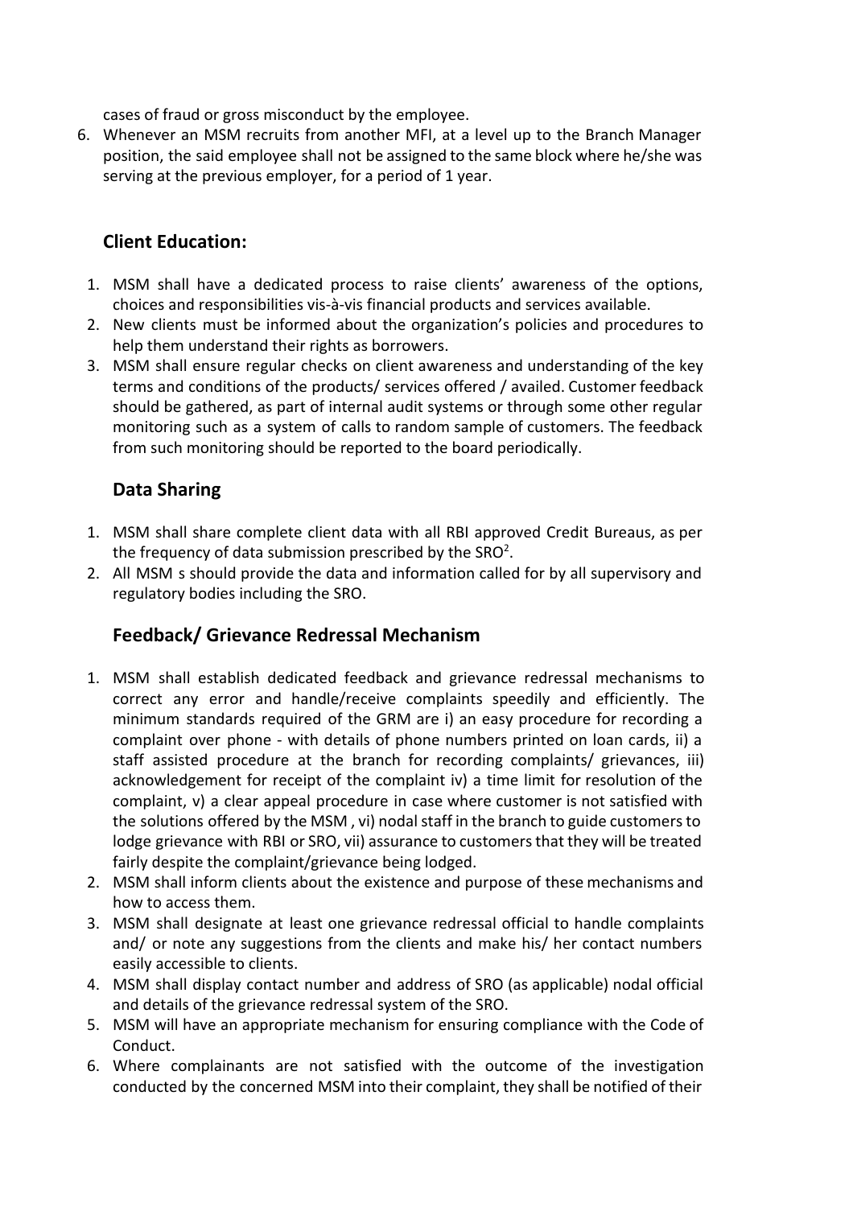cases of fraud or gross misconduct by the employee.

6. Whenever an MSM recruits from another MFI, at a level up to the Branch Manager position, the said employee shall not be assigned to the same block where he/she was serving at the previous employer, for a period of 1 year.

## Client Education:

1. MSM shall have a dedicated process to raise clients' awareness of the options, choices and responsibilities vis-à-vis financial products and services available.
2. New clients must be informed about the organization's policies and procedures to help them understand their rights as borrowers.
3. MSM shall ensure regular checks on client awareness and understanding of the key terms and conditions of the products/ services offered / availed. Customer feedback should be gathered, as part of internal audit systems or through some other regular monitoring such as a system of calls to random sample of customers. The feedback from such monitoring should be reported to the board periodically.

## Data Sharing

1. MSM shall share complete client data with all RBI approved Credit Bureaus, as per the frequency of data submission prescribed by the SRO[2].
2. All MSM s should provide the data and information called for by all supervisory and regulatory bodies including the SRO.

## Feedback/ Grievance Redressal Mechanism

1. MSM shall establish dedicated feedback and grievance redressal mechanisms to correct any error and handle/receive complaints speedily and efficiently. The minimum standards required of the GRM are i) an easy procedure for recording a complaint over phone - with details of phone numbers printed on loan cards, ii) a staff assisted procedure at the branch for recording complaints/ grievances, iii) acknowledgement for receipt of the complaint iv) a time limit for resolution of the complaint, v) a clear appeal procedure in case where customer is not satisfied with the solutions offered by the MSM , vi) nodal staff in the branch to guide customers to lodge grievance with RBI or SRO, vii) assurance to customers that they will be treated fairly despite the complaint/grievance being lodged.
2. MSM shall inform clients about the existence and purpose of these mechanisms and how to access them.
3. MSM shall designate at least one grievance redressal official to handle complaints and/ or note any suggestions from the clients and make his/ her contact numbers easily accessible to clients.
4. MSM shall display contact number and address of SRO (as applicable) nodal official and details of the grievance redressal system of the SRO.
5. MSM will have an appropriate mechanism for ensuring compliance with the Code of Conduct.
6. Where complainants are not satisfied with the outcome of the investigation conducted by the concerned MSM into their complaint, they shall be notified of their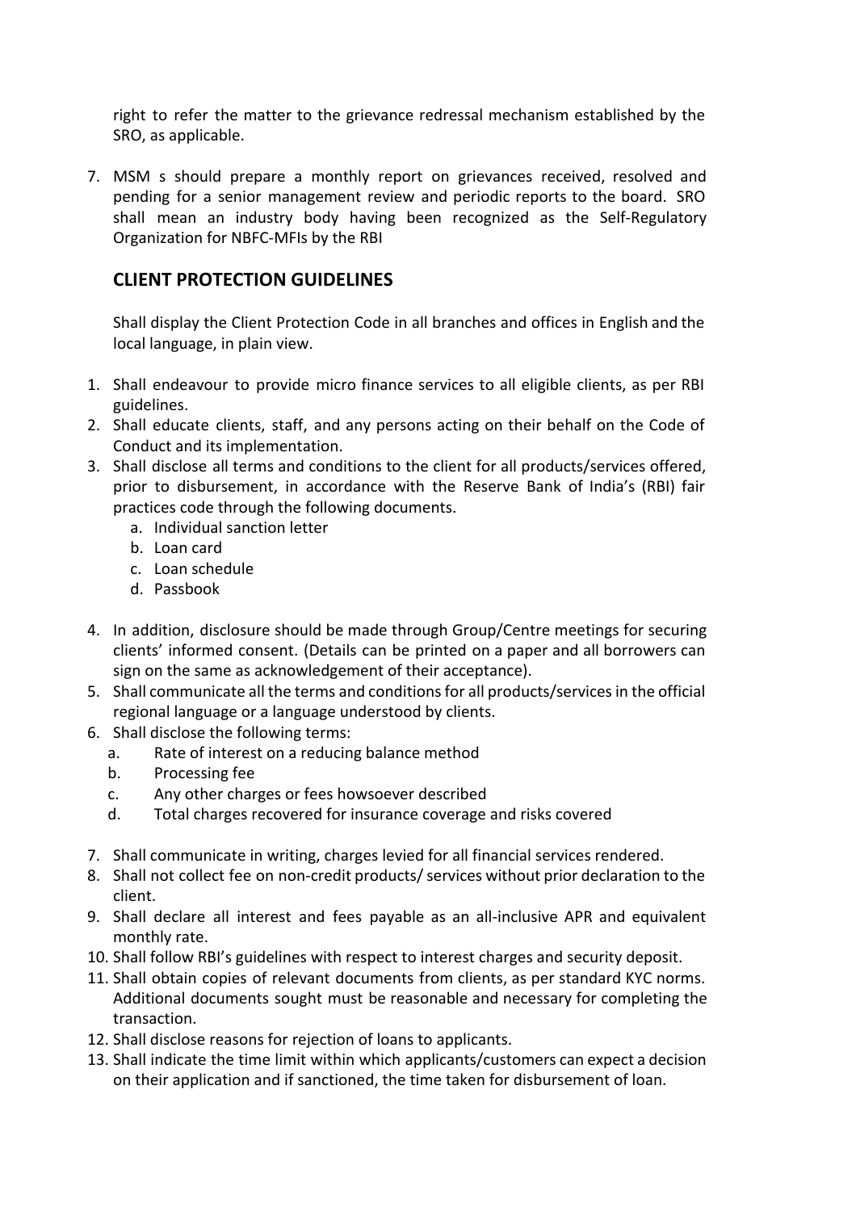right to refer the matter to the grievance redressal mechanism established by the SRO, as applicable.

7. MSM s should prepare a monthly report on grievances received, resolved and pending for a senior management review and periodic reports to the board. SRO shall mean an industry body having been recognized as the Self-Regulatory Organization for NBFC-MFIs by the RBI

## CLIENT PROTECTION GUIDELINES

Shall display the Client Protection Code in all branches and offices in English and the local language, in plain view.

1. Shall endeavour to provide micro finance services to all eligible clients, as per RBI guidelines.
2. Shall educate clients, staff, and any persons acting on their behalf on the Code of Conduct and its implementation.
3. Shall disclose all terms and conditions to the client for all products/services offered, prior to disbursement, in accordance with the Reserve Bank of India's (RBI) fair practices code through the following documents.
   a. Individual sanction letter
   b. Loan card
   c. Loan schedule
   d. Passbook
4. In addition, disclosure should be made through Group/Centre meetings for securing clients' informed consent. (Details can be printed on a paper and all borrowers can sign on the same as acknowledgement of their acceptance).
5. Shall communicate all the terms and conditions for all products/services in the official regional language or a language understood by clients.
6. Shall disclose the following terms:
   a. Rate of interest on a reducing balance method
   b. Processing fee
   c. Any other charges or fees howsoever described
   d. Total charges recovered for insurance coverage and risks covered
7. Shall communicate in writing, charges levied for all financial services rendered.
8. Shall not collect fee on non-credit products/ services without prior declaration to the client.
9. Shall declare all interest and fees payable as an all-inclusive APR and equivalent monthly rate.
10. Shall follow RBI's guidelines with respect to interest charges and security deposit.
11. Shall obtain copies of relevant documents from clients, as per standard KYC norms. Additional documents sought must be reasonable and necessary for completing the transaction.
12. Shall disclose reasons for rejection of loans to applicants.
13. Shall indicate the time limit within which applicants/customers can expect a decision on their application and if sanctioned, the time taken for disbursement of loan.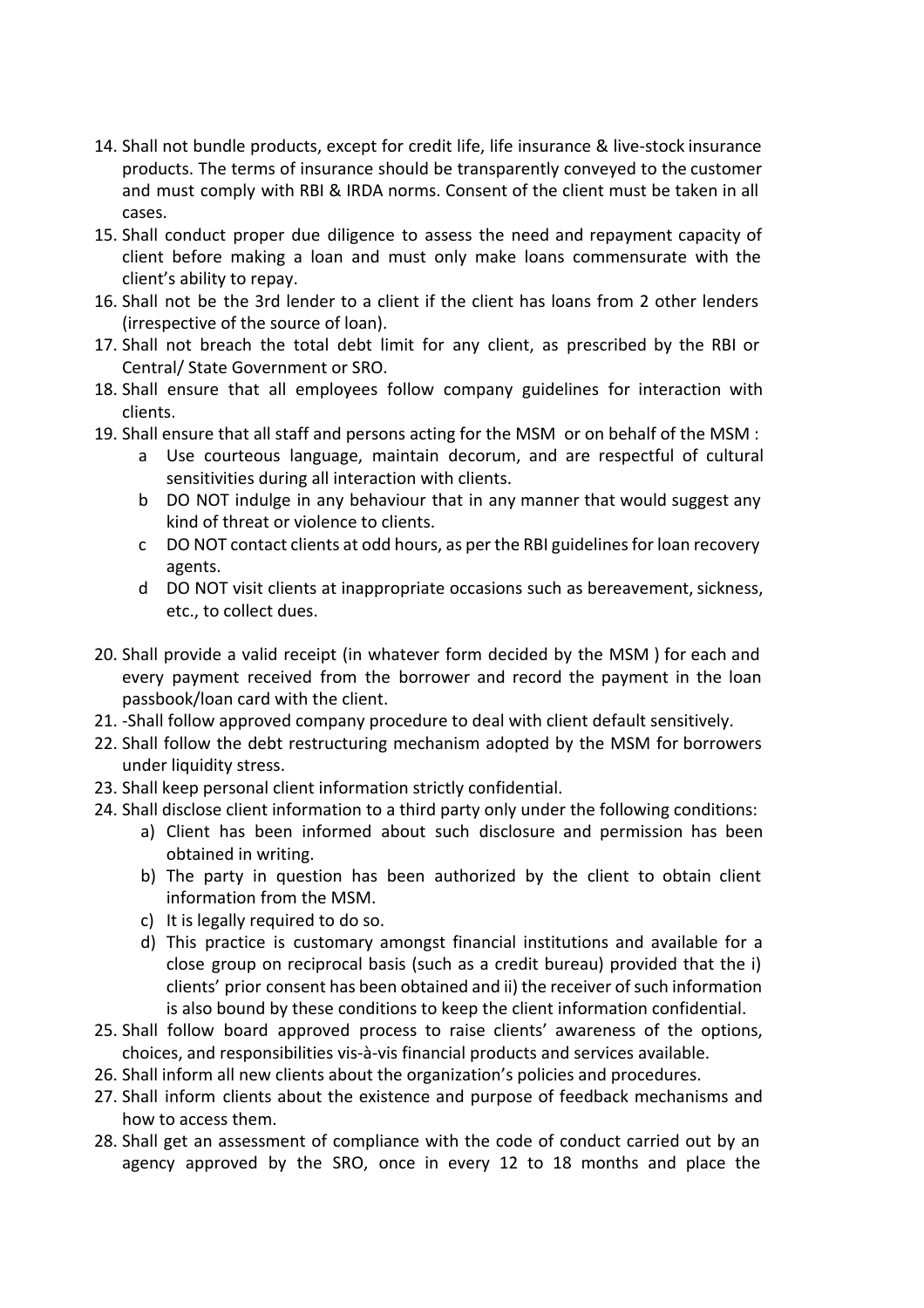14. Shall not bundle products, except for credit life, life insurance & live-stock insurance products. The terms of insurance should be transparently conveyed to the customer and must comply with RBI & IRDA norms. Consent of the client must be taken in all cases.
15. Shall conduct proper due diligence to assess the need and repayment capacity of client before making a loan and must only make loans commensurate with the client's ability to repay.
16. Shall not be the 3rd lender to a client if the client has loans from 2 other lenders (irrespective of the source of loan).
17. Shall not breach the total debt limit for any client, as prescribed by the RBI or Central/ State Government or SRO.
18. Shall ensure that all employees follow company guidelines for interaction with clients.
19. Shall ensure that all staff and persons acting for the MSM or on behalf of the MSM :
    a Use courteous language, maintain decorum, and are respectful of cultural sensitivities during all interaction with clients.
    b DO NOT indulge in any behaviour that in any manner that would suggest any kind of threat or violence to clients.
    c DO NOT contact clients at odd hours, as per the RBI guidelines for loan recovery agents.
    d DO NOT visit clients at inappropriate occasions such as bereavement, sickness, etc., to collect dues.

20. Shall provide a valid receipt (in whatever form decided by the MSM ) for each and every payment received from the borrower and record the payment in the loan passbook/loan card with the client.
21. -Shall follow approved company procedure to deal with client default sensitively.
22. Shall follow the debt restructuring mechanism adopted by the MSM for borrowers under liquidity stress.
23. Shall keep personal client information strictly confidential.
24. Shall disclose client information to a third party only under the following conditions:
    a) Client has been informed about such disclosure and permission has been obtained in writing.
    b) The party in question has been authorized by the client to obtain client information from the MSM.
    c) It is legally required to do so.
    d) This practice is customary amongst financial institutions and available for a close group on reciprocal basis (such as a credit bureau) provided that the i) clients' prior consent has been obtained and ii) the receiver of such information is also bound by these conditions to keep the client information confidential.
25. Shall follow board approved process to raise clients' awareness of the options, choices, and responsibilities vis-à-vis financial products and services available.
26. Shall inform all new clients about the organization's policies and procedures.
27. Shall inform clients about the existence and purpose of feedback mechanisms and how to access them.
28. Shall get an assessment of compliance with the code of conduct carried out by an agency approved by the SRO, once in every 12 to 18 months and place the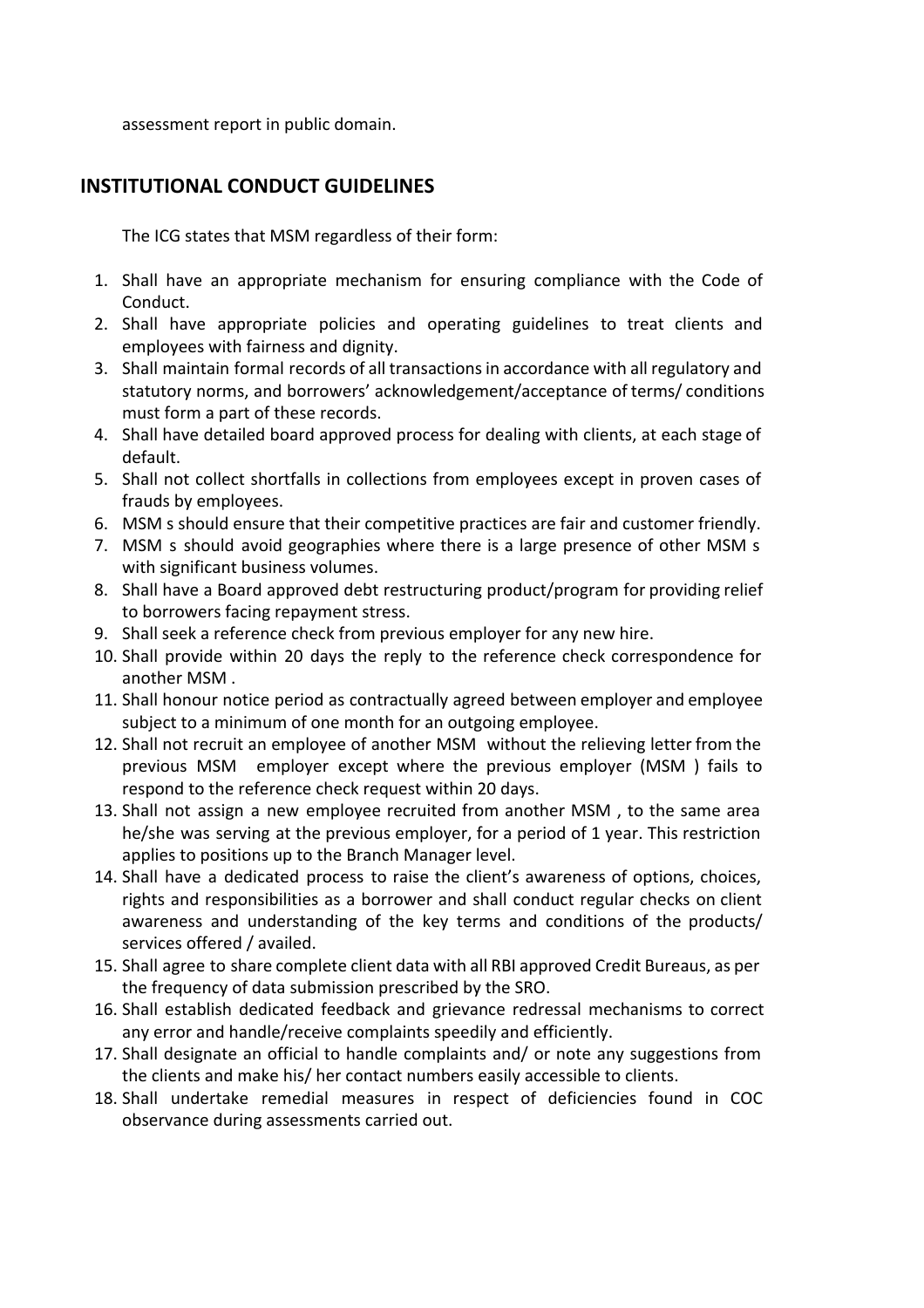assessment report in public domain.

## INSTITUTIONAL CONDUCT GUIDELINES

The ICG states that MSM regardless of their form:

1. Shall have an appropriate mechanism for ensuring compliance with the Code of Conduct.
2. Shall have appropriate policies and operating guidelines to treat clients and employees with fairness and dignity.
3. Shall maintain formal records of all transactions in accordance with all regulatory and statutory norms, and borrowers' acknowledgement/acceptance of terms/ conditions must form a part of these records.
4. Shall have detailed board approved process for dealing with clients, at each stage of default.
5. Shall not collect shortfalls in collections from employees except in proven cases of frauds by employees.
6. MSM s should ensure that their competitive practices are fair and customer friendly.
7. MSM s should avoid geographies where there is a large presence of other MSM s with significant business volumes.
8. Shall have a Board approved debt restructuring product/program for providing relief to borrowers facing repayment stress.
9. Shall seek a reference check from previous employer for any new hire.
10. Shall provide within 20 days the reply to the reference check correspondence for another MSM .
11. Shall honour notice period as contractually agreed between employer and employee subject to a minimum of one month for an outgoing employee.
12. Shall not recruit an employee of another MSM without the relieving letter from the previous MSM employer except where the previous employer (MSM ) fails to respond to the reference check request within 20 days.
13. Shall not assign a new employee recruited from another MSM , to the same area he/she was serving at the previous employer, for a period of 1 year. This restriction applies to positions up to the Branch Manager level.
14. Shall have a dedicated process to raise the client's awareness of options, choices, rights and responsibilities as a borrower and shall conduct regular checks on client awareness and understanding of the key terms and conditions of the products/ services offered / availed.
15. Shall agree to share complete client data with all RBI approved Credit Bureaus, as per the frequency of data submission prescribed by the SRO.
16. Shall establish dedicated feedback and grievance redressal mechanisms to correct any error and handle/receive complaints speedily and efficiently.
17. Shall designate an official to handle complaints and/ or note any suggestions from the clients and make his/ her contact numbers easily accessible to clients.
18. Shall undertake remedial measures in respect of deficiencies found in COC observance during assessments carried out.